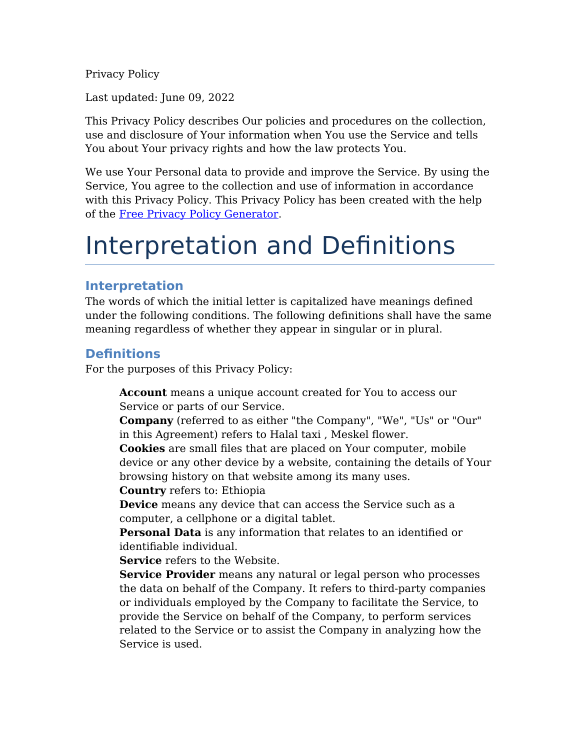Privacy Policy

Last updated: June 09, 2022

This Privacy Policy describes Our policies and procedures on the collection, use and disclosure of Your information when You use the Service and tells You about Your privacy rights and how the law protects You.

We use Your Personal data to provide and improve the Service. By using the Service, You agree to the collection and use of information in accordance with this Privacy Policy. This Privacy Policy has been created with the help of the [Free Privacy Policy Generator].

# Interpretation and Definitions

## Interpretation

The words of which the initial letter is capitalized have meanings defined under the following conditions. The following definitions shall have the same meaning regardless of whether they appear in singular or in plural.

## Definitions

For the purposes of this Privacy Policy:

- **Account** means a unique account created for You to access our Service or parts of our Service.
- **Company** (referred to as either "the Company", "We", "Us" or "Our" in this Agreement) refers to Halal taxi , Meskel flower.
- **Cookies** are small files that are placed on Your computer, mobile device or any other device by a website, containing the details of Your browsing history on that website among its many uses.
- **Country** refers to: Ethiopia
- **Device** means any device that can access the Service such as a computer, a cellphone or a digital tablet.
- **Personal Data** is any information that relates to an identified or identifiable individual.
- **Service** refers to the Website.
- **Service Provider** means any natural or legal person who processes the data on behalf of the Company. It refers to third-party companies or individuals employed by the Company to facilitate the Service, to provide the Service on behalf of the Company, to perform services related to the Service or to assist the Company in analyzing how the Service is used.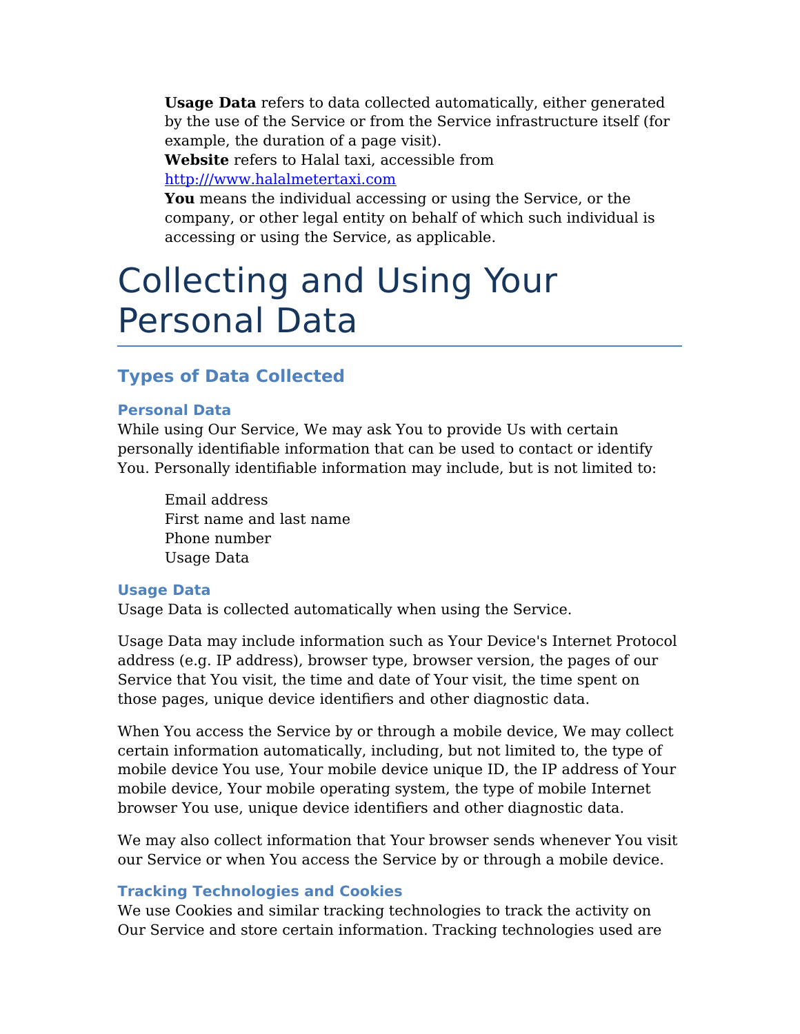**Usage Data** refers to data collected automatically, either generated by the use of the Service or from the Service infrastructure itself (for example, the duration of a page visit).

**Website** refers to Halal taxi, accessible from [http:///www.halalmetertaxi.com](http:///www.halalmetertaxi.com)

**You** means the individual accessing or using the Service, or the company, or other legal entity on behalf of which such individual is accessing or using the Service, as applicable.

# Collecting and Using Your Personal Data

## Types of Data Collected

### Personal Data

While using Our Service, We may ask You to provide Us with certain personally identifiable information that can be used to contact or identify You. Personally identifiable information may include, but is not limited to:

- Email address
- First name and last name
- Phone number
- Usage Data

### Usage Data

Usage Data is collected automatically when using the Service.

Usage Data may include information such as Your Device's Internet Protocol address (e.g. IP address), browser type, browser version, the pages of our Service that You visit, the time and date of Your visit, the time spent on those pages, unique device identifiers and other diagnostic data.

When You access the Service by or through a mobile device, We may collect certain information automatically, including, but not limited to, the type of mobile device You use, Your mobile device unique ID, the IP address of Your mobile device, Your mobile operating system, the type of mobile Internet browser You use, unique device identifiers and other diagnostic data.

We may also collect information that Your browser sends whenever You visit our Service or when You access the Service by or through a mobile device.

### Tracking Technologies and Cookies

We use Cookies and similar tracking technologies to track the activity on Our Service and store certain information. Tracking technologies used are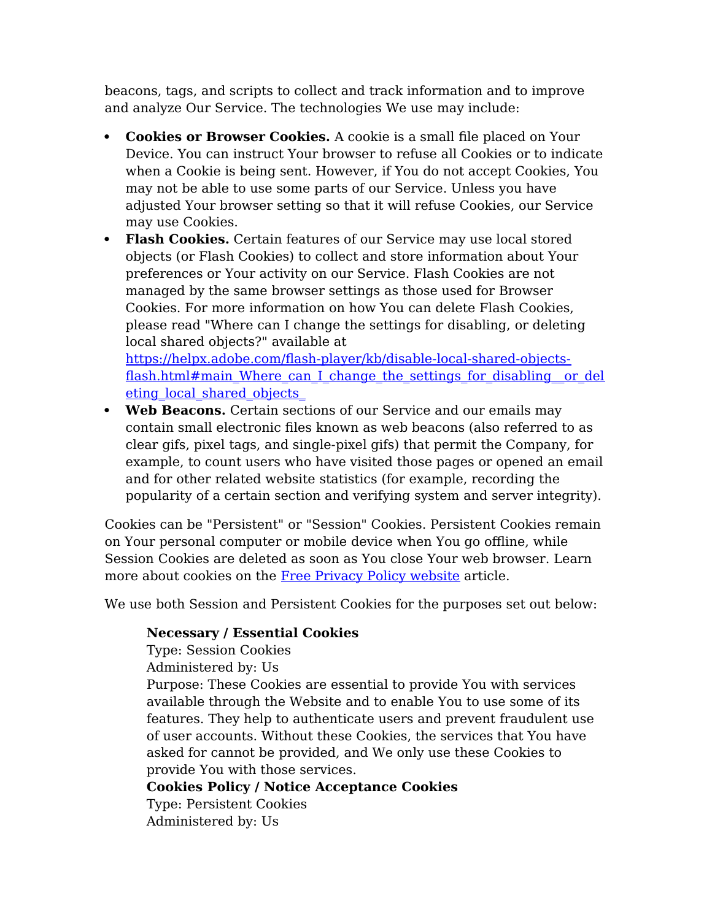beacons, tags, and scripts to collect and track information and to improve and analyze Our Service. The technologies We use may include:

- **Cookies or Browser Cookies.** A cookie is a small file placed on Your Device. You can instruct Your browser to refuse all Cookies or to indicate when a Cookie is being sent. However, if You do not accept Cookies, You may not be able to use some parts of our Service. Unless you have adjusted Your browser setting so that it will refuse Cookies, our Service may use Cookies.
- **Flash Cookies.** Certain features of our Service may use local stored objects (or Flash Cookies) to collect and store information about Your preferences or Your activity on our Service. Flash Cookies are not managed by the same browser settings as those used for Browser Cookies. For more information on how You can delete Flash Cookies, please read "Where can I change the settings for disabling, or deleting local shared objects?" available at [https://helpx.adobe.com/flash-player/kb/disable-local-shared-objects-flash.html#main_Where_can_I_change_the_settings_for_disabling__or_deleting_local_shared_objects_](https://helpx.adobe.com/flash-player/kb/disable-local-shared-objects-flash.html#main_Where_can_I_change_the_settings_for_disabling__or_deleting_local_shared_objects_)
- **Web Beacons.** Certain sections of our Service and our emails may contain small electronic files known as web beacons (also referred to as clear gifs, pixel tags, and single-pixel gifs) that permit the Company, for example, to count users who have visited those pages or opened an email and for other related website statistics (for example, recording the popularity of a certain section and verifying system and server integrity).

Cookies can be "Persistent" or "Session" Cookies. Persistent Cookies remain on Your personal computer or mobile device when You go offline, while Session Cookies are deleted as soon as You close Your web browser. Learn more about cookies on the Free Privacy Policy website article.

We use both Session and Persistent Cookies for the purposes set out below:

> **Necessary / Essential Cookies**
> Type: Session Cookies
> Administered by: Us
> Purpose: These Cookies are essential to provide You with services available through the Website and to enable You to use some of its features. They help to authenticate users and prevent fraudulent use of user accounts. Without these Cookies, the services that You have asked for cannot be provided, and We only use these Cookies to provide You with those services.
> **Cookies Policy / Notice Acceptance Cookies**
> Type: Persistent Cookies
> Administered by: Us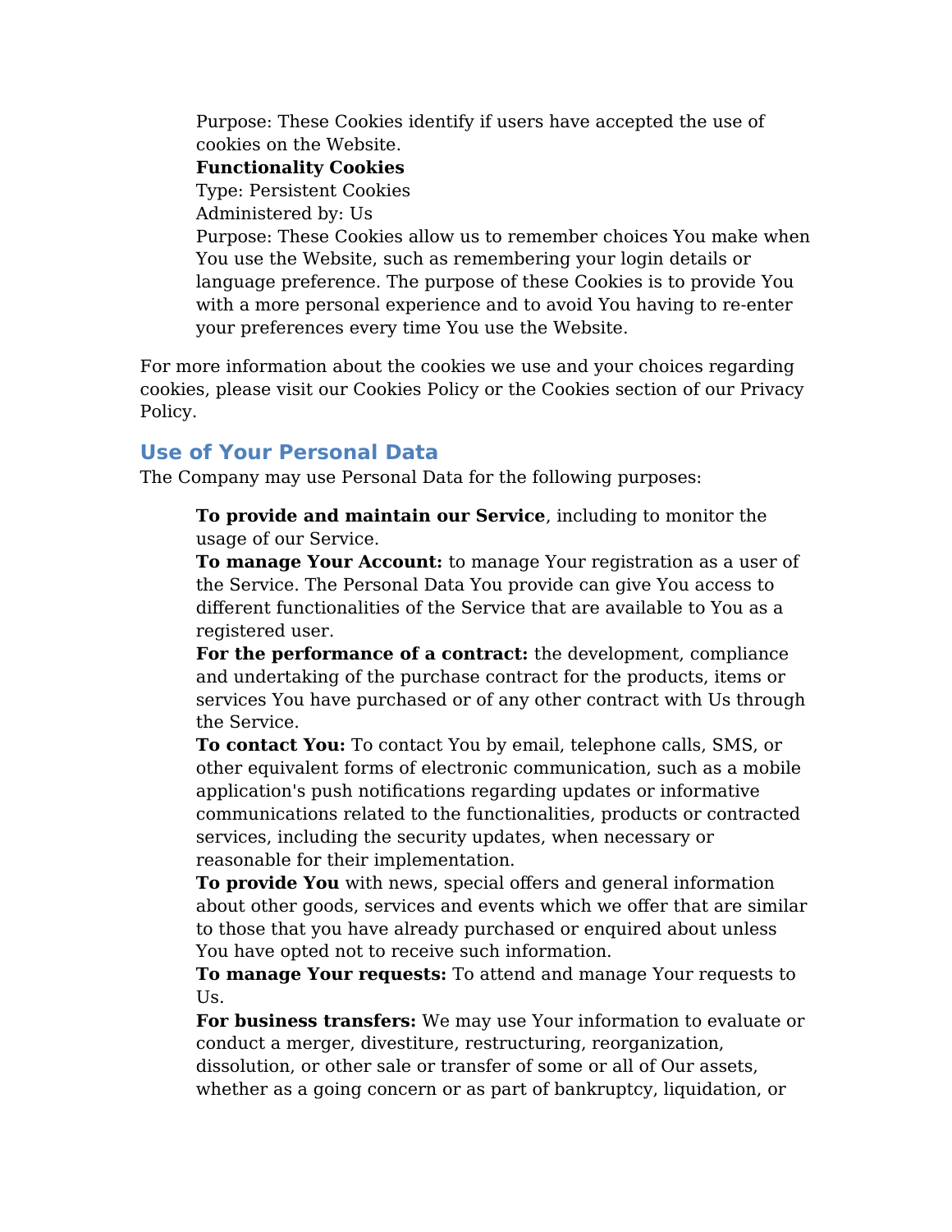Purpose: These Cookies identify if users have accepted the use of cookies on the Website.

**Functionality Cookies**

Type: Persistent Cookies

Administered by: Us

Purpose: These Cookies allow us to remember choices You make when You use the Website, such as remembering your login details or language preference. The purpose of these Cookies is to provide You with a more personal experience and to avoid You having to re-enter your preferences every time You use the Website.

For more information about the cookies we use and your choices regarding cookies, please visit our Cookies Policy or the Cookies section of our Privacy Policy.

## Use of Your Personal Data

The Company may use Personal Data for the following purposes:

- **To provide and maintain our Service**, including to monitor the usage of our Service.
- **To manage Your Account:** to manage Your registration as a user of the Service. The Personal Data You provide can give You access to different functionalities of the Service that are available to You as a registered user.
- **For the performance of a contract:** the development, compliance and undertaking of the purchase contract for the products, items or services You have purchased or of any other contract with Us through the Service.
- **To contact You:** To contact You by email, telephone calls, SMS, or other equivalent forms of electronic communication, such as a mobile application's push notifications regarding updates or informative communications related to the functionalities, products or contracted services, including the security updates, when necessary or reasonable for their implementation.
- **To provide You** with news, special offers and general information about other goods, services and events which we offer that are similar to those that you have already purchased or enquired about unless You have opted not to receive such information.
- **To manage Your requests:** To attend and manage Your requests to Us.
- **For business transfers:** We may use Your information to evaluate or conduct a merger, divestiture, restructuring, reorganization, dissolution, or other sale or transfer of some or all of Our assets, whether as a going concern or as part of bankruptcy, liquidation, or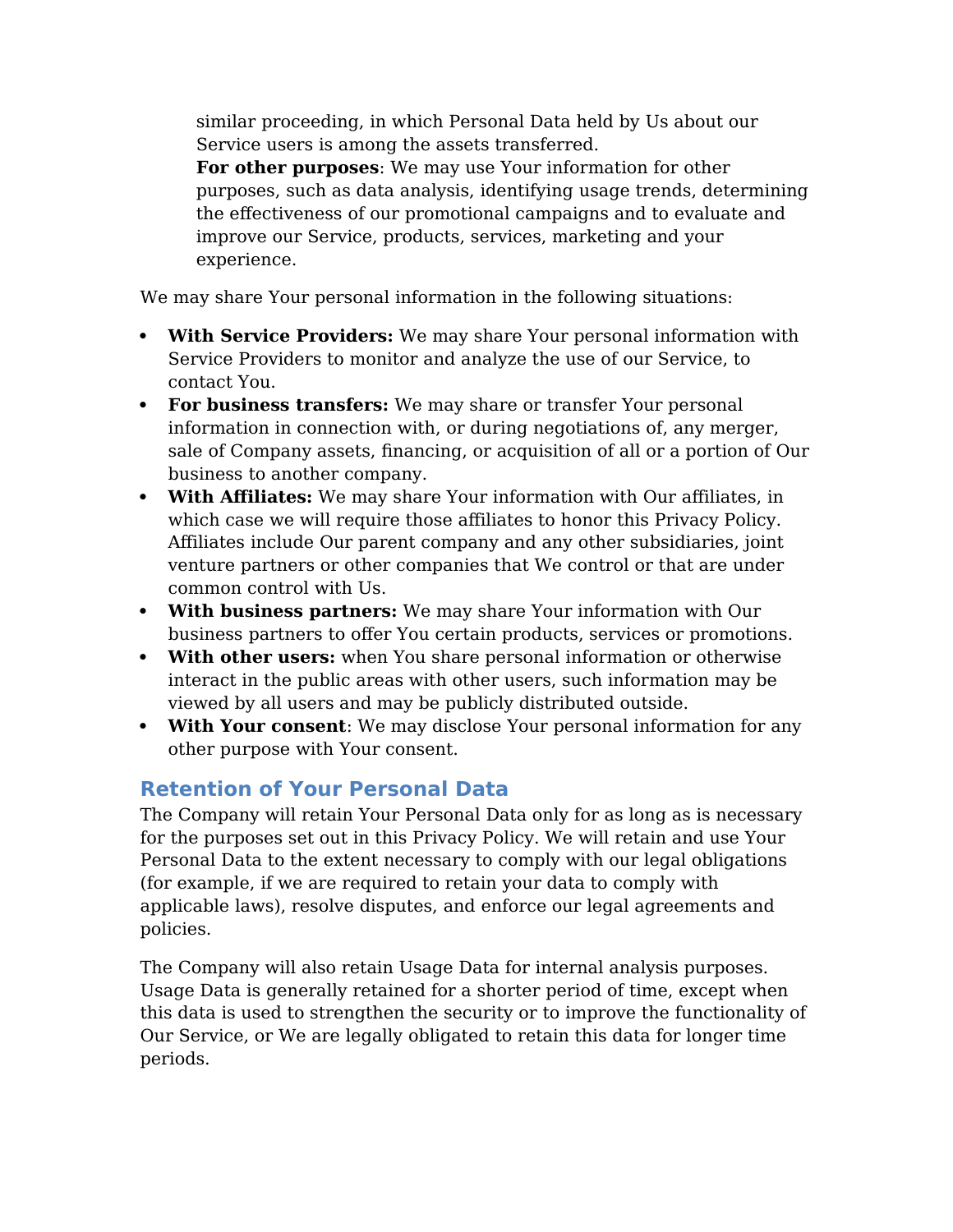similar proceeding, in which Personal Data held by Us about our Service users is among the assets transferred.

**For other purposes**: We may use Your information for other purposes, such as data analysis, identifying usage trends, determining the effectiveness of our promotional campaigns and to evaluate and improve our Service, products, services, marketing and your experience.

We may share Your personal information in the following situations:

- **With Service Providers:** We may share Your personal information with Service Providers to monitor and analyze the use of our Service, to contact You.
- **For business transfers:** We may share or transfer Your personal information in connection with, or during negotiations of, any merger, sale of Company assets, financing, or acquisition of all or a portion of Our business to another company.
- **With Affiliates:** We may share Your information with Our affiliates, in which case we will require those affiliates to honor this Privacy Policy. Affiliates include Our parent company and any other subsidiaries, joint venture partners or other companies that We control or that are under common control with Us.
- **With business partners:** We may share Your information with Our business partners to offer You certain products, services or promotions.
- **With other users:** when You share personal information or otherwise interact in the public areas with other users, such information may be viewed by all users and may be publicly distributed outside.
- **With Your consent**: We may disclose Your personal information for any other purpose with Your consent.

## Retention of Your Personal Data

The Company will retain Your Personal Data only for as long as is necessary for the purposes set out in this Privacy Policy. We will retain and use Your Personal Data to the extent necessary to comply with our legal obligations (for example, if we are required to retain your data to comply with applicable laws), resolve disputes, and enforce our legal agreements and policies.

The Company will also retain Usage Data for internal analysis purposes. Usage Data is generally retained for a shorter period of time, except when this data is used to strengthen the security or to improve the functionality of Our Service, or We are legally obligated to retain this data for longer time periods.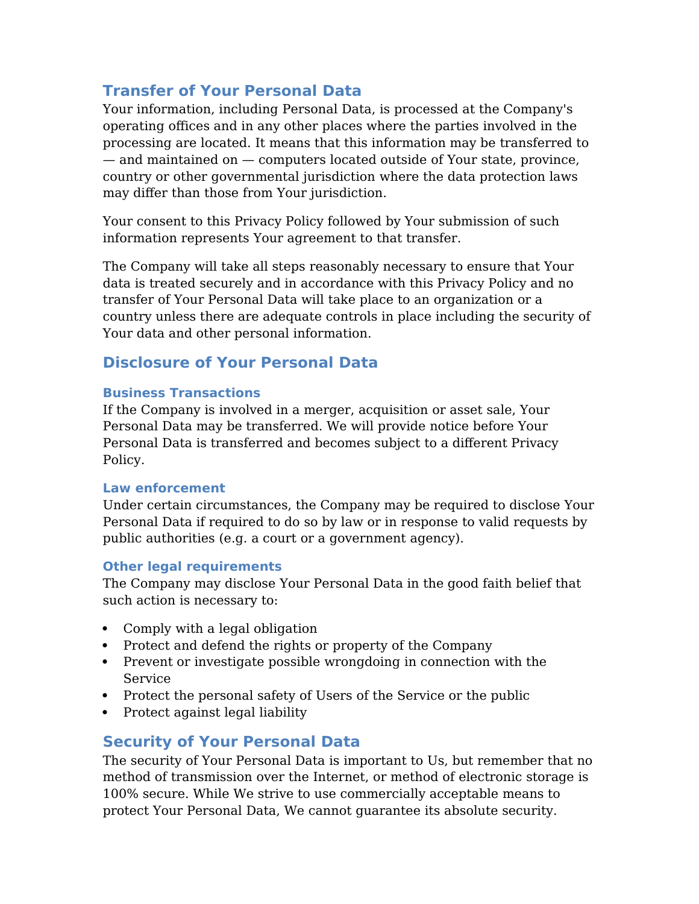## Transfer of Your Personal Data

Your information, including Personal Data, is processed at the Company's operating offices and in any other places where the parties involved in the processing are located. It means that this information may be transferred to — and maintained on — computers located outside of Your state, province, country or other governmental jurisdiction where the data protection laws may differ than those from Your jurisdiction.

Your consent to this Privacy Policy followed by Your submission of such information represents Your agreement to that transfer.

The Company will take all steps reasonably necessary to ensure that Your data is treated securely and in accordance with this Privacy Policy and no transfer of Your Personal Data will take place to an organization or a country unless there are adequate controls in place including the security of Your data and other personal information.

## Disclosure of Your Personal Data

### Business Transactions

If the Company is involved in a merger, acquisition or asset sale, Your Personal Data may be transferred. We will provide notice before Your Personal Data is transferred and becomes subject to a different Privacy Policy.

### Law enforcement

Under certain circumstances, the Company may be required to disclose Your Personal Data if required to do so by law or in response to valid requests by public authorities (e.g. a court or a government agency).

### Other legal requirements

The Company may disclose Your Personal Data in the good faith belief that such action is necessary to:

- Comply with a legal obligation
- Protect and defend the rights or property of the Company
- Prevent or investigate possible wrongdoing in connection with the Service
- Protect the personal safety of Users of the Service or the public
- Protect against legal liability

## Security of Your Personal Data

The security of Your Personal Data is important to Us, but remember that no method of transmission over the Internet, or method of electronic storage is 100% secure. While We strive to use commercially acceptable means to protect Your Personal Data, We cannot guarantee its absolute security.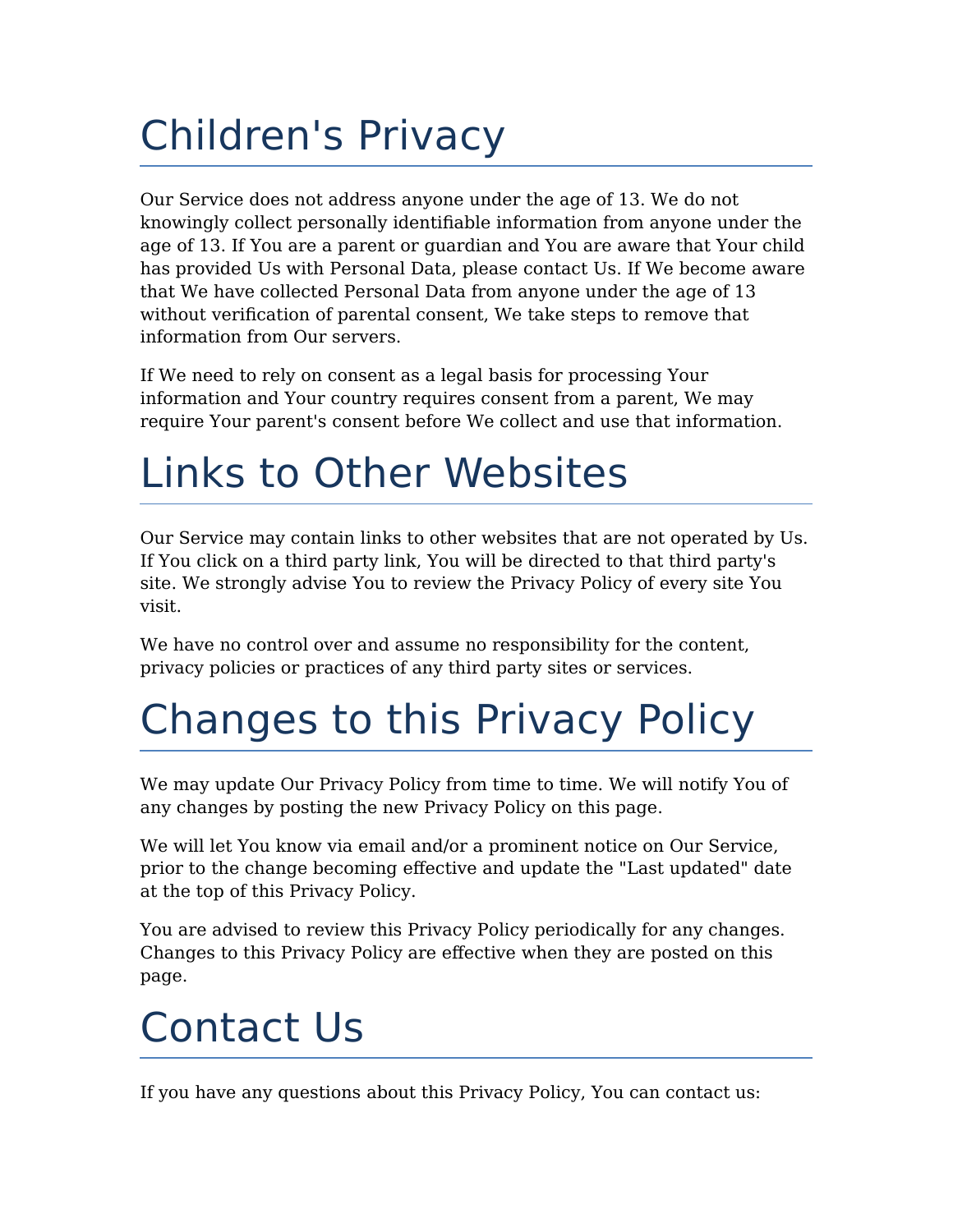# Children's Privacy

Our Service does not address anyone under the age of 13. We do not knowingly collect personally identifiable information from anyone under the age of 13. If You are a parent or guardian and You are aware that Your child has provided Us with Personal Data, please contact Us. If We become aware that We have collected Personal Data from anyone under the age of 13 without verification of parental consent, We take steps to remove that information from Our servers.

If We need to rely on consent as a legal basis for processing Your information and Your country requires consent from a parent, We may require Your parent's consent before We collect and use that information.

# Links to Other Websites

Our Service may contain links to other websites that are not operated by Us. If You click on a third party link, You will be directed to that third party's site. We strongly advise You to review the Privacy Policy of every site You visit.

We have no control over and assume no responsibility for the content, privacy policies or practices of any third party sites or services.

# Changes to this Privacy Policy

We may update Our Privacy Policy from time to time. We will notify You of any changes by posting the new Privacy Policy on this page.

We will let You know via email and/or a prominent notice on Our Service, prior to the change becoming effective and update the "Last updated" date at the top of this Privacy Policy.

You are advised to review this Privacy Policy periodically for any changes. Changes to this Privacy Policy are effective when they are posted on this page.

# Contact Us

If you have any questions about this Privacy Policy, You can contact us: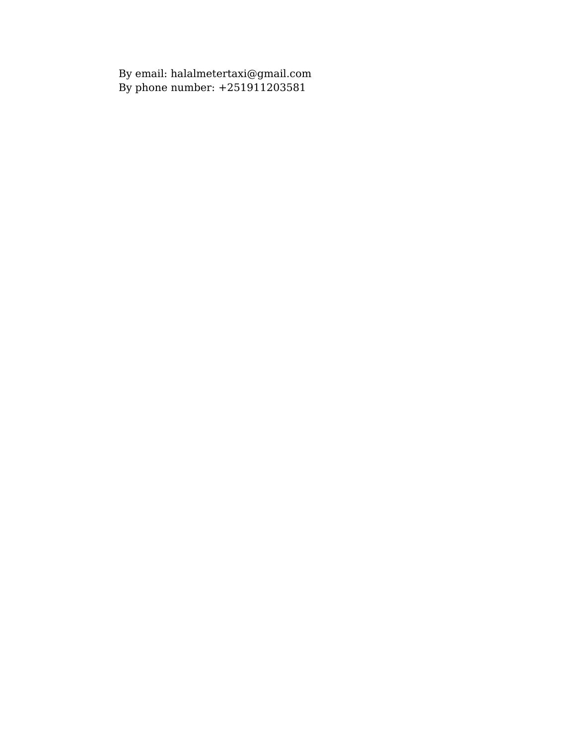By email: halalmetertaxi@gmail.com
By phone number: +251911203581